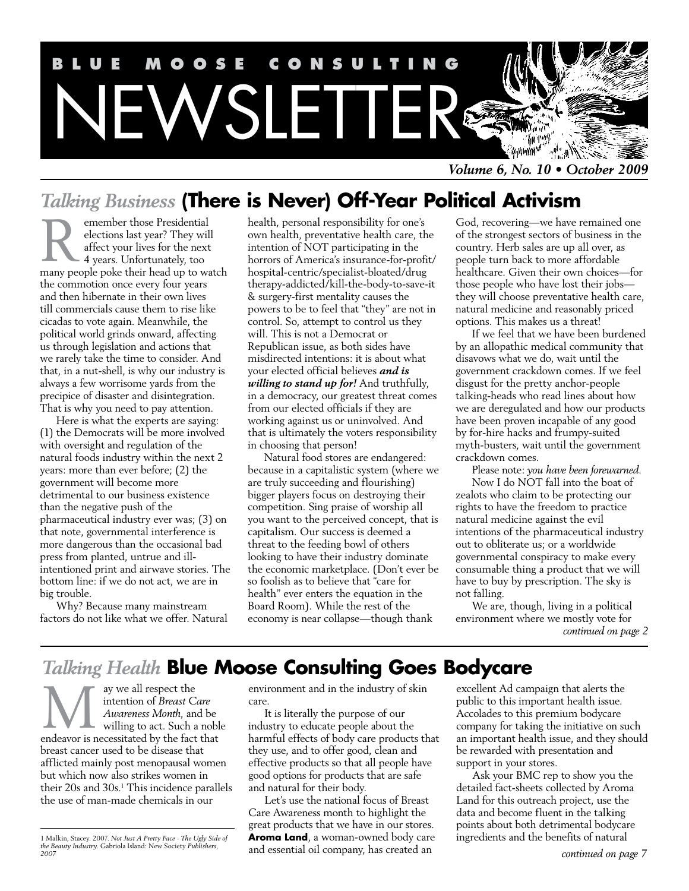# BLUE MOOSE CONSULTING NEWSLETTER

*Volume 6, No. 10 • October 2009*

## *Talking Business* (There is Never) Off-Year Political Activism

Remember those Presidential elections last year? They will affect your lives for the next 4 years. Unfortunately, too many people poke their head up to watch the commotion once every four years and then hibernate in their own lives till commercials cause them to rise like cicadas to vote again. Meanwhile, the political world grinds onward, affecting us through legislation and actions that we rarely take the time to consider. And that, in a nut-shell, is why our industry is always a few worrisome yards from the precipice of disaster and disintegration. That is why you need to pay attention.

Here is what the experts are saying: (1) the Democrats will be more involved with oversight and regulation of the natural foods industry within the next 2 years: more than ever before; (2) the government will become more detrimental to our business existence than the negative push of the pharmaceutical industry ever was; (3) on that note, governmental interference is more dangerous than the occasional bad press from planted, untrue and ill-intentioned print and airwave stories. The bottom line: if we do not act, we are in big trouble.

Why? Because many mainstream factors do not like what we offer. Natural health, preventative health care, personal responsibility for one's own health, preventative health care, the intention of NOT participating in the horrors of America's insurance-for-profit/hospital-centric/specialist-bloated/drug therapy-addicted/kill-the-body-to-save-it & surgery-first mentality causes the powers to be to feel that "they" are not in control. So, attempt to control us they will. This is not a Democrat or Republican issue, as both sides have misdirected intentions: it is about what your elected official believes ***and is willing to stand up for!*** And truthfully, in a democracy, our greatest threat comes from our elected officials if they are working against us or uninvolved. And that is ultimately the voters responsibility in choosing that person!

Natural food stores are endangered: because in a capitalistic system (where we are truly succeeding and flourishing) bigger players focus on destroying their competition. Sing praise of worship all you want to the perceived concept, that is capitalism. Our success is deemed a threat to the feeding bowl of others looking to have their industry dominate the economic marketplace. (Don't ever be so foolish as to believe that "care for health" ever enters the equation in the Board Room). While the rest of the economy is near collapse—though thank God, recovering—we have remained one of the strongest sectors of business in the country. Herb sales are up all over, as people turn back to more affordable healthcare. Given their own choices—for those people who have lost their jobs—they will choose preventative health care, natural medicine and reasonably priced options. This makes us a threat!

If we feel that we have been burdened by an allopathic medical community that disavows what we do, wait until the government crackdown comes. If we feel disgust for the pretty anchor-people talking-heads who read lines about how we are deregulated and how our products have been proven incapable of any good by for-hire hacks and frumpy-suited myth-busters, wait until the government crackdown comes.

Please note: *you have been forewarned.*

Now I do NOT fall into the boat of zealots who claim to be protecting our rights to have the freedom to practice natural medicine against the evil intentions of the pharmaceutical industry out to obliterate us; or a worldwide governmental conspiracy to make every consumable thing a product that we will have to buy by prescription. The sky is not falling.

We are, though, living in a political environment where we mostly vote for

*continued on page 2*

## *Talking Health* Blue Moose Consulting Goes Bodycare

May we all respect the intention of *Breast Care Awareness Month*, and be willing to act. Such a noble endeavor is necessitated by the fact that breast cancer used to be disease that afflicted mainly post menopausal women but which now also strikes women in their 20s and 30s.[1] This incidence parallels the use of man-made chemicals in our environment and in the industry of skin care.

It is literally the purpose of our industry to educate people about the harmful effects of body care products that they use, and to offer good, clean and effective products so that all people have good options for products that are safe and natural for their body.

Let's use the national focus of Breast Care Awareness month to highlight the great products that we have in our stores. **Aroma Land**, a woman-owned body care and essential oil company, has created an excellent Ad campaign that alerts the public to this important health issue. Accolades to this premium bodycare company for taking the initiative on such an important health issue, and they should be rewarded with presentation and support in your stores.

Ask your BMC rep to show you the detailed fact-sheets collected by Aroma Land for this outreach project, use the data and become fluent in the talking points about both detrimental bodycare ingredients and the benefits of natural

*continued on page 7*

---

1 Malkin, Stacey. 2007. *Not Just A Pretty Face - The Ugly Side of the Beauty Industry*. Gabriola Island: New Society *Publishers, 2007*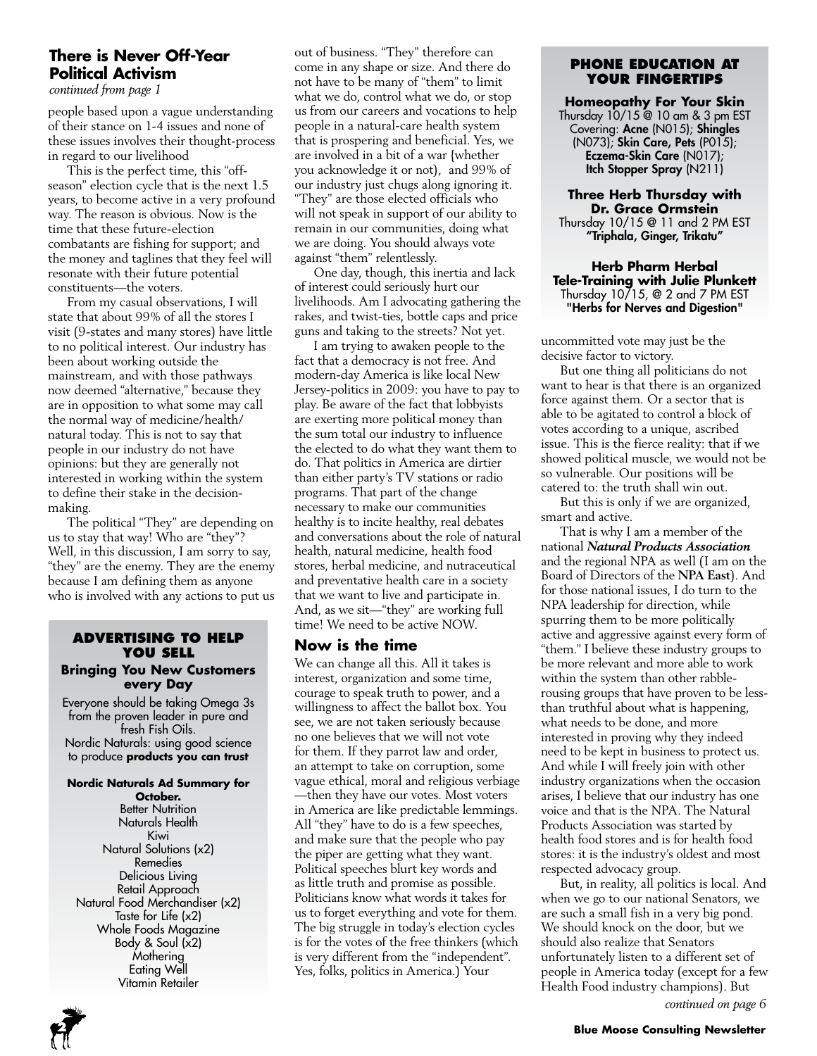## There is Never Off-Year Political Activism

*continued from page 1*

people based upon a vague understanding of their stance on 1-4 issues and none of these issues involves their thought-process in regard to our livelihood

This is the perfect time, this "off-season" election cycle that is the next 1.5 years, to become active in a very profound way. The reason is obvious. Now is the time that these future-election combatants are fishing for support; and the money and taglines that they feel will resonate with their future potential constituents—the voters.

From my casual observations, I will state that about 99% of all the stores I visit (9-states and many stores) have little to no political interest. Our industry has been about working outside the mainstream, and with those pathways now deemed "alternative," because they are in opposition to what some may call the normal way of medicine/health/natural today. This is not to say that people in our industry do not have opinions: but they are generally not interested in working within the system to define their stake in the decision-making.

The political "They" are depending on us to stay that way! Who are "they"? Well, in this discussion, I am sorry to say, "they" are the enemy. They are the enemy because I am defining them as anyone who is involved with any actions to put us out of business. "They" therefore can come in any shape or size. And there do not have to be many of "them" to limit what we do, control what we do, or stop us from our careers and vocations to help people in a natural-care health system that is prospering and beneficial. Yes, we are involved in a bit of a war (whether you acknowledge it or not), and 99% of our industry just chugs along ignoring it. "They" are those elected officials who will not speak in support of our ability to remain in our communities, doing what we are doing. You should always vote against "them" relentlessly.

One day, though, this inertia and lack of interest could seriously hurt our livelihoods. Am I advocating gathering the rakes, and twist-ties, bottle caps and price guns and taking to the streets? Not yet.

I am trying to awaken people to the fact that a democracy is not free. And modern-day America is like local New Jersey-politics in 2009: you have to pay to play. Be aware of the fact that lobbyists are exerting more political money than the sum total our industry to influence the elected to do what they want them to do. That politics in America are dirtier than either party's TV stations or radio programs. That part of the change necessary to make our communities healthy is to incite healthy, real debates and conversations about the role of natural health, natural medicine, health food stores, herbal medicine, and nutraceutical and preventative health care in a society that we want to live and participate in. And, as we sit—"they" are working full time! We need to be active NOW.

### Now is the time

We can change all this. All it takes is interest, organization and some time, courage to speak truth to power, and a willingness to affect the ballot box. You see, we are not taken seriously because no one believes that we will not vote for them. If they parrot law and order, an attempt to take on corruption, some vague ethical, moral and religious verbiage—then they have our votes. Most voters in America are like predictable lemmings. All "they" have to do is a few speeches, and make sure that the people who pay the piper are getting what they want. Political speeches blurt key words and as little truth and promise as possible. Politicians know what words it takes for us to forget everything and vote for them. The big struggle in today's election cycles is for the votes of the free thinkers (which is very different from the "independent". Yes, folks, politics in America.) Your uncommitted vote may just be the decisive factor to victory.

But one thing all politicians do not want to hear is that there is an organized force against them. Or a sector that is able to be agitated to control a block of votes according to a unique, ascribed issue. This is the fierce reality: that if we showed political muscle, we would not be so vulnerable. Our positions will be catered to: the truth shall win out.

But this is only if we are organized, smart and active.

That is why I am a member of the national ***Natural Products Association*** and the regional NPA as well (I am on the Board of Directors of the **NPA East**). And for those national issues, I do turn to the NPA leadership for direction, while spurring them to be more politically active and aggressive against every form of "them." I believe these industry groups to be more relevant and more able to work within the system than other rabble-rousing groups that have proven to be less-than truthful about what is happening, what needs to be done, and more interested in proving why they indeed need to be kept in business to protect us. And while I will freely join with other industry organizations when the occasion arises, I believe that our industry has one voice and that is the NPA. The Natural Products Association was started by health food stores and is for health food stores: it is the industry's oldest and most respected advocacy group.

But, in reality, all politics is local. And when we go to our national Senators, we are such a small fish in a very big pond. We should knock on the door, but we should also realize that Senators unfortunately listen to a different set of people in America today (except for a few Health Food industry champions). But

*continued on page 6*

---

### ADVERTISING TO HELP YOU SELL

**Bringing You New Customers every Day**

Everyone should be taking Omega 3s from the proven leader in pure and fresh Fish Oils.
Nordic Naturals: using good science to produce **products you can trust**

**Nordic Naturals Ad Summary for October.**

Better Nutrition
Naturals Health
Kiwi
Natural Solutions (x2)
Remedies
Delicious Living
Retail Approach
Natural Food Merchandiser (x2)
Taste for Life (x2)
Whole Foods Magazine
Body & Soul (x2)
Mothering
Eating Well
Vitamin Retailer

---

### PHONE EDUCATION AT YOUR FINGERTIPS

**Homeopathy For Your Skin**
Thursday 10/15 @ 10 am & 3 pm EST
Covering: **Acne** (N015); **Shingles** (N073); **Skin Care, Pets** (P015); **Eczema-Skin Care** (N017); **Itch Stopper Spray** (N211)

**Three Herb Thursday with Dr. Grace Ormstein**
Thursday 10/15 @ 11 and 2 PM EST
**"Triphala, Ginger, Trikatu"**

**Herb Pharm Herbal Tele-Training with Julie Plunkett**
Thursday 10/15, @ 2 and 7 PM EST
**"Herbs for Nerves and Digestion"**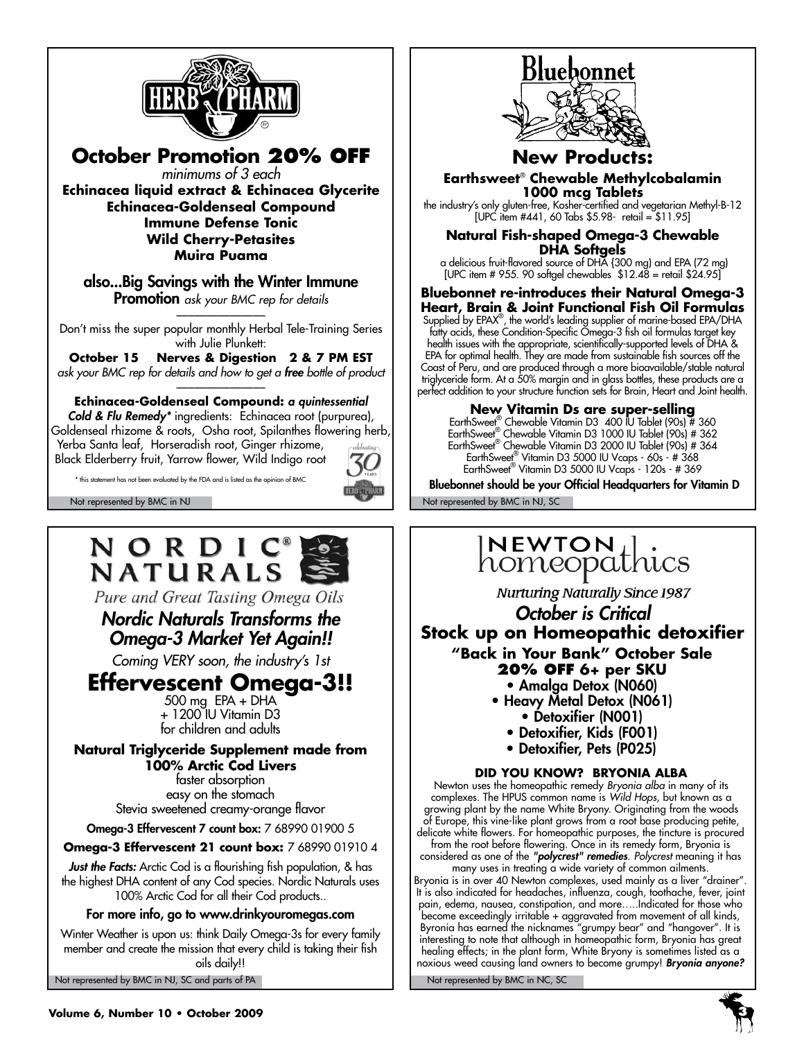# HERB PHARM

## October Promotion 20% OFF

*minimums of 3 each*

**Echinacea liquid extract & Echinacea Glycerite**
**Echinacea-Goldenseal Compound**
**Immune Defense Tonic**
**Wild Cherry-Petasites**
**Muira Puama**

**also...Big Savings with the Winter Immune Promotion** *ask your BMC rep for details*

Don't miss the super popular monthly Herbal Tele-Training Series with Julie Plunkett:

**October 15 Nerves & Digestion 2 & 7 PM EST**

*ask your BMC rep for details and how to get a* ***free*** *bottle of product*

**Echinacea-Goldenseal Compound:** ***a quintessential Cold & Flu Remedy**** ingredients: Echinacea root (purpurea), Goldenseal rhizome & roots, Osha root, Spilanthes flowering herb, Yerba Santa leaf, Horseradish root, Ginger rhizome, Black Elderberry fruit, Yarrow flower, Wild Indigo root

* this statement has not been evaluated by the FDA and is listed as the opinion of BMC

celebrating 30 YEARS HERB PHARM

Not represented by BMC in NJ

# Bluebonnet

## New Products:

**Earthsweet® Chewable Methylcobalamin 1000 mcg Tablets**

the industry's only gluten-free, Kosher-certified and vegetarian Methyl-B-12 [UPC item #441, 60 Tabs $5.98- retail = $11.95]

**Natural Fish-shaped Omega-3 Chewable DHA Softgels**

a delicious fruit-flavored source of DHA (300 mg) and EPA (72 mg) [UPC item # 955. 90 softgel chewables $12.48 = retail $24.95]

**Bluebonnet re-introduces their Natural Omega-3 Heart, Brain & Joint Functional Fish Oil Formulas**

Supplied by EPAX®, the world's leading supplier of marine-based EPA/DHA fatty acids, these Condition-Specific Omega-3 fish oil formulas target key health issues with the appropriate, scientifically-supported levels of DHA & EPA for optimal health. They are made from sustainable fish sources off the Coast of Peru, and are produced through a more bioavailable/stable natural triglyceride form. At a 50% margin and in glass bottles, these products are a perfect addition to your structure function sets for Brain, Heart and Joint health.

**New Vitamin Ds are super-selling**

EarthSweet® Chewable Vitamin D3 400 IU Tablet (90s) # 360
EarthSweet® Chewable Vitamin D3 1000 IU Tablet (90s) # 362
EarthSweet® Chewable Vitamin D3 2000 IU Tablet (90s) # 364
EarthSweet® Vitamin D3 5000 IU Vcaps - 60s - # 368
EarthSweet® Vitamin D3 5000 IU Vcaps - 120s - # 369

**Bluebonnet should be your Official Headquarters for Vitamin D**

Not represented by BMC in NJ, SC

# NORDIC® NATURALS

*Pure and Great Tasting Omega Oils*

## *Nordic Naturals Transforms the Omega-3 Market Yet Again!!*

*Coming VERY soon, the industry's 1st*

## Effervescent Omega-3!!

500 mg EPA + DHA
+ 1200 IU Vitamin D3
for children and adults

**Natural Triglyceride Supplement made from 100% Arctic Cod Livers**

faster absorption
easy on the stomach
Stevia sweetened creamy-orange flavor

**Omega-3 Effervescent 7 count box:** 7 68990 01900 5

**Omega-3 Effervescent 21 count box:** 7 68990 01910 4

***Just the Facts:*** Arctic Cod is a flourishing fish population, & has the highest DHA content of any Cod species. Nordic Naturals uses 100% Arctic Cod for all their Cod products..

**For more info, go to www.drinkyouromegas.com**

Winter Weather is upon us: think Daily Omega-3s for every family member and create the mission that every child is taking their fish oils daily!!

Not represented by BMC in NJ, SC and parts of PA

# NEWTON homeopathics

*Nurturing Naturally Since 1987*

## *October is Critical*

## Stock up on Homeopathic detoxifier

**"Back in Your Bank" October Sale**
**20% OFF 6+ per SKU**

- Amalga Detox (N060)
- Heavy Metal Detox (N061)
- Detoxifier (N001)
- Detoxifier, Kids (F001)
- Detoxifier, Pets (P025)

**DID YOU KNOW? BRYONIA ALBA**

Newton uses the homeopathic remedy *Bryonia alba* in many of its complexes. The HPUS common name is *Wild Hops*, but known as a growing plant by the name White Bryony. Originating from the woods of Europe, this vine-like plant grows from a root base producing petite, delicate white flowers. For homeopathic purposes, the tincture is procured from the root before flowering. Once in its remedy form, Bryonia is considered as one of the ***"polycrest" remedies***. *Polycrest* meaning it has many uses in treating a wide variety of common ailments.

Bryonia is in over 40 Newton complexes, used mainly as a liver "drainer". It is also indicated for headaches, influenza, cough, toothache, fever, joint pain, edema, nausea, constipation, and more…..Indicated for those who become exceedingly irritable + aggravated from movement of all kinds, Byronia has earned the nicknames "grumpy bear" and "hangover". It is interesting to note that although in homeopathic form, Bryonia has great healing effects; in the plant form, White Bryony is sometimes listed as a noxious weed causing land owners to become grumpy! ***Bryonia anyone?***

Not represented by BMC in NC, SC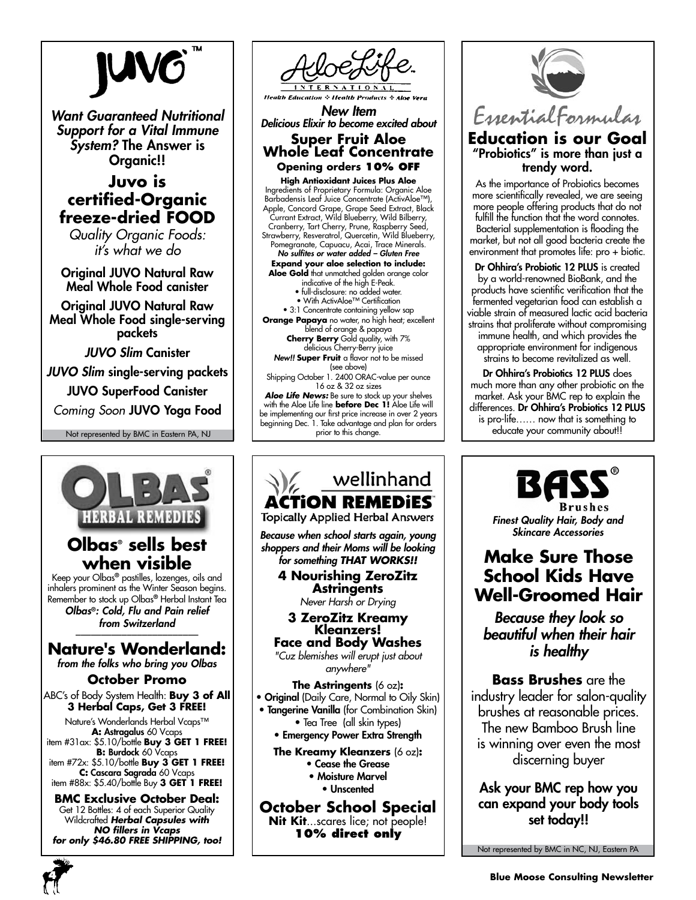# JUVO™

***Want Guaranteed Nutritional Support for a Vital Immune System?*** **The Answer is Organic!!**

## Juvo is certified-Organic freeze-dried FOOD

*Quality Organic Foods: it's what we do*

**Original JUVO Natural Raw Meal Whole Food canister**

**Original JUVO Natural Raw Meal Whole Food single-serving packets**

***JUVO Slim*** **Canister**

***JUVO Slim*** **single-serving packets**

**JUVO SuperFood Canister**

*Coming Soon* **JUVO Yoga Food**

Not represented by BMC in Eastern PA, NJ

# AloeLife INTERNATIONAL

*Health Education ✣ Health Products ✣ Aloe Vera*

***New Item***
***Delicious Elixir to become excited about***

## Super Fruit Aloe Whole Leaf Concentrate

**Opening orders 10% OFF**

**High Antioxidant Juices Plus Aloe**
Ingredients of Proprietary Formula: Organic Aloe Barbadensis Leaf Juice Concentrate (ActivAloe™), Apple, Concord Grape, Grape Seed Extract, Black Currant Extract, Wild Blueberry, Wild Bilberry, Cranberry, Tart Cherry, Prune, Raspberry Seed, Strawberry, Resveratrol, Quercetin, Wild Blueberry, Pomegranate, Capuacu, Acai, Trace Minerals.
***No sulfites or water added – Gluten Free***

**Expand your aloe selection to include:**
**Aloe Gold** that unmatched golden orange color indicative of the high E-Peak.
- full-disclosure: no added water.
- With ActivAloe™ Certification
- 3:1 Concentrate containing yellow sap

**Orange Papaya** no water, no high heat; excellent blend of orange & papaya
**Cherry Berry** Gold quality, with 7% delicious Cherry-Berry juice
***New!!*** **Super Fruit** a flavor not to be missed (see above)
Shipping October 1. 2400 ORAC-value per ounce
16 oz & 32 oz sizes

***Aloe Life News:*** Be sure to stock up your shelves with the Aloe Life line **before Dec 1!** Aloe Life will be implementing our first price increase in over 2 years beginning Dec. 1. Take advantage and plan for orders prior to this change.

# Essential Formulas

## Education is our Goal

**"Probiotics" is more than just a trendy word.**

As the importance of Probiotics becomes more scientifically revealed, we are seeing more people offering products that do not fulfill the function that the word connotes. Bacterial supplementation is flooding the market, but not all good bacteria create the environment that promotes life: pro + biotic.

**Dr Ohhira's Probiotic 12 PLUS** is created by a world-renowned BioBank, and the products have scientific verification that the fermented vegetarian food can establish a viable strain of measured lactic acid bacteria strains that proliferate without compromising immune health, and which provides the appropriate environment for indigenous strains to become revitalized as well.

**Dr Ohhira's Probiotics 12 PLUS** does much more than any other probiotic on the market. Ask your BMC rep to explain the differences. **Dr Ohhira's Probiotics 12 PLUS** is pro-life…… now that is something to educate your community about!!

# OLBAS® HERBAL REMEDIES

## Olbas® sells best when visible

Keep your Olbas® pastilles, lozenges, oils and inhalers prominent as the Winter Season begins. Remember to stock up Olbas® Herbal Instant Tea
***Olbas®: Cold, Flu and Pain relief from Switzerland***

## Nature's Wonderland:

***from the folks who bring you Olbas***

### October Promo

ABC's of Body System Health: **Buy 3 of All 3 Herbal Caps, Get 3 FREE!**

Nature's Wonderlands Herbal Vcaps™
**A: Astragalus** 60 Vcaps
item #31ax: $5.10/bottle **Buy 3 GET 1 FREE!**
**B: Burdock** 60 Vcaps
item #72x: $5.10/bottle **Buy 3 GET 1 FREE!**
**C: Cascara Sagrada** 60 Vcaps
item #88x: $5.40/bottle Buy **3 GET 1 FREE!**

**BMC Exclusive October Deal:**
Get 12 Bottles: 4 of each Superior Quality Wildcrafted ***Herbal Capsules with NO fillers in Vcaps for only $46.80 FREE SHIPPING, too!***

# wellinhand ACTiON REMEDiES™

Topically Applied Herbal Answers

***Because when school starts again, young shoppers and their Moms will be looking for something THAT WORKS!!***

### 4 Nourishing ZeroZitz Astringents

*Never Harsh or Drying*

### 3 ZeroZitz Kreamy Kleanzers! Face and Body Washes

*"Cuz blemishes will erupt just about anywhere"*

**The Astringents** (6 oz)**:**
- **Original** (Daily Care, Normal to Oily Skin)
- **Tangerine Vanilla** (for Combination Skin)
- Tea Tree (all skin types)
- **Emergency Power Extra Strength**

**The Kreamy Kleanzers** (6 oz)**:**
- **Cease the Grease**
- **Moisture Marvel**
- **Unscented**

### October School Special

**Nit Kit**...scares lice; not people!
**10% direct only**

# BASS® Brushes

***Finest Quality Hair, Body and Skincare Accessories***

## Make Sure Those School Kids Have Well-Groomed Hair

***Because they look so beautiful when their hair is healthy***

**Bass Brushes** are the industry leader for salon-quality brushes at reasonable prices. The new Bamboo Brush line is winning over even the most discerning buyer

**Ask your BMC rep how you can expand your body tools set today!!**

Not represented by BMC in NC, NJ, Eastern PA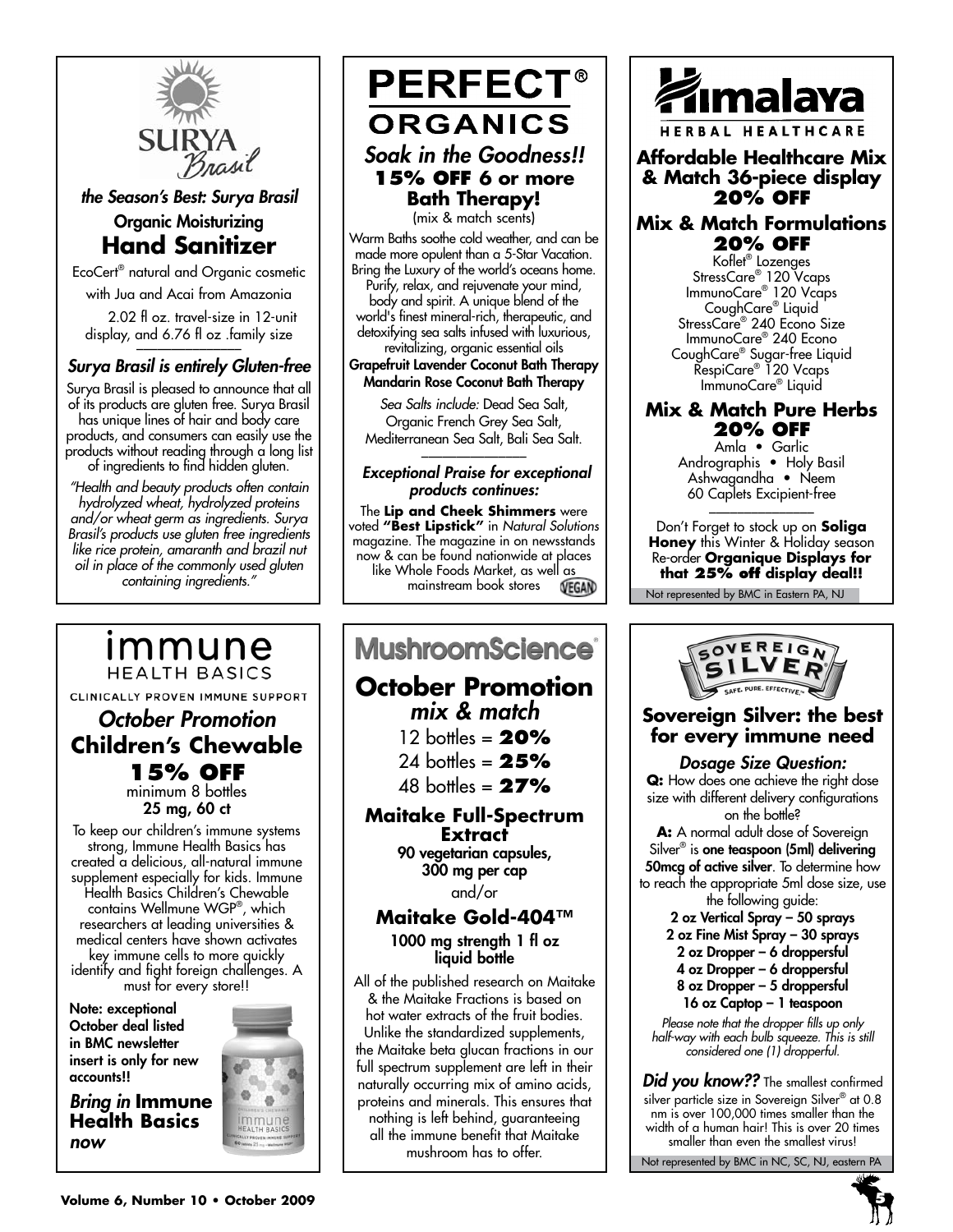## SURYA Brasil

*the Season's Best: Surya Brasil*

**Organic Moisturizing**

# Hand Sanitizer

EcoCert® natural and Organic cosmetic with Jua and Acai from Amazonia

2.02 fl oz. travel-size in 12-unit display, and 6.76 fl oz .family size

### *Surya Brasil is entirely Gluten-free*

Surya Brasil is pleased to announce that all of its products are gluten free. Surya Brasil has unique lines of hair and body care products, and consumers can easily use the products without reading through a long list of ingredients to find hidden gluten.

*"Health and beauty products often contain hydrolyzed wheat, hydrolyzed proteins and/or wheat germ as ingredients. Surya Brasil's products use gluten free ingredients like rice protein, amaranth and brazil nut oil in place of the commonly used gluten containing ingredients."*

---

## PERFECT® ORGANICS

### *Soak in the Goodness!!*

**15% OFF 6 or more Bath Therapy!**

(mix & match scents)

Warm Baths soothe cold weather, and can be made more opulent than a 5-Star Vacation. Bring the Luxury of the world's oceans home. Purify, relax, and rejuvenate your mind, body and spirit. A unique blend of the world's finest mineral-rich, therapeutic, and detoxifying sea salts infused with luxurious, revitalizing, organic essential oils

**Grapefruit Lavender Coconut Bath Therapy**

**Mandarin Rose Coconut Bath Therapy**

*Sea Salts include:* Dead Sea Salt, Organic French Grey Sea Salt, Mediterranean Sea Salt, Bali Sea Salt.

### *Exceptional Praise for exceptional products continues:*

The **Lip and Cheek Shimmers** were voted **"Best Lipstick"** in *Natural Solutions* magazine. The magazine in on newsstands now & can be found nationwide at places like Whole Foods Market, as well as mainstream book stores

VEGAN

---

## Himalaya HERBAL HEALTHCARE

### Affordable Healthcare Mix & Match 36-piece display 20% OFF

### Mix & Match Formulations 20% OFF

Koflet® Lozenges
StressCare® 120 Vcaps
ImmunoCare® 120 Vcaps
CoughCare® Liquid
StressCare® 240 Econo Size
ImmunoCare® 240 Econo
CoughCare® Sugar-free Liquid
RespiCare® 120 Vcaps
ImmunoCare® Liquid

### Mix & Match Pure Herbs 20% OFF

Amla • Garlic
Andrographis • Holy Basil
Ashwagandha • Neem
60 Caplets Excipient-free

Don't Forget to stock up on **Soliga Honey** this Winter & Holiday season Re-order **Organique Displays for that 25% off display deal!!**

Not represented by BMC in Eastern PA, NJ

---

## immune HEALTH BASICS

CLINICALLY PROVEN IMMUNE SUPPORT

### *October Promotion*

### Children's Chewable

**15% OFF**

minimum 8 bottles

**25 mg, 60 ct**

To keep our children's immune systems strong, Immune Health Basics has created a delicious, all-natural immune supplement especially for kids. Immune Health Basics Children's Chewable contains Wellmune WGP®, which researchers at leading universities & medical centers have shown activates key immune cells to more quickly identify and fight foreign challenges. A must for every store!!

**Note: exceptional October deal listed in BMC newsletter insert is only for new accounts!!**

***Bring in* Immune Health Basics *now***

---

## MushroomScience®

### October Promotion

*mix & match*

12 bottles = **20%**
24 bottles = **25%**
48 bottles = **27%**

### Maitake Full-Spectrum Extract

**90 vegetarian capsules, 300 mg per cap**

and/or

### Maitake Gold-404™

**1000 mg strength 1 fl oz liquid bottle**

All of the published research on Maitake & the Maitake Fractions is based on hot water extracts of the fruit bodies. Unlike the standardized supplements, the Maitake beta glucan fractions in our full spectrum supplement are left in their naturally occurring mix of amino acids, proteins and minerals. This ensures that nothing is left behind, guaranteeing all the immune benefit that Maitake mushroom has to offer.

---

## SOVEREIGN SILVER — SAFE. PURE. EFFECTIVE.

### Sovereign Silver: the best for every immune need

### *Dosage Size Question:*

**Q:** How does one achieve the right dose size with different delivery configurations on the bottle?

**A:** A normal adult dose of Sovereign Silver® is **one teaspoon (5ml) delivering 50mcg of active silver**. To determine how to reach the appropriate 5ml dose size, use the following guide:

**2 oz Vertical Spray – 50 sprays**
**2 oz Fine Mist Spray – 30 sprays**
**2 oz Dropper – 6 droppersful**
**4 oz Dropper – 6 droppersful**
**8 oz Dropper – 5 droppersful**
**16 oz Captop – 1 teaspoon**

*Please note that the dropper fills up only half-way with each bulb squeeze. This is still considered one (1) dropperful.*

***Did you know??*** The smallest confirmed silver particle size in Sovereign Silver® at 0.8 nm is over 100,000 times smaller than the width of a human hair! This is over 20 times smaller than even the smallest virus!

Not represented by BMC in NC, SC, NJ, eastern PA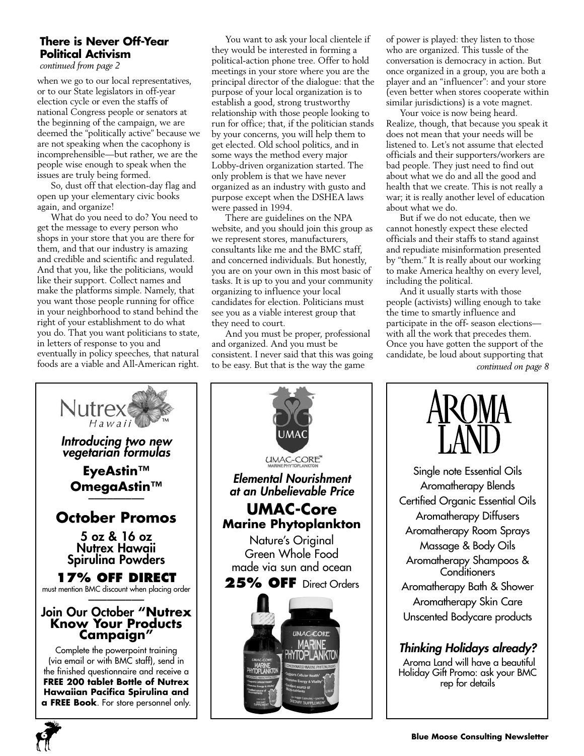## There is Never Off-Year Political Activism

*continued from page 2*

when we go to our local representatives, or to our State legislators in off-year election cycle or even the staffs of national Congress people or senators at the beginning of the campaign, we are deemed the "politically active" because we are not speaking when the cacophony is incomprehensible—but rather, we are the people wise enough to speak when the issues are truly being formed.

So, dust off that election-day flag and open up your elementary civic books again, and organize!

What do you need to do? You need to get the message to every person who shops in your store that you are there for them, and that our industry is amazing and credible and scientific and regulated. And that you, like the politicians, would like their support. Collect names and make the platforms simple. Namely, that you want those people running for office in your neighborhood to stand behind the right of your establishment to do what you do. That you want politicians to state, in letters of response to you and eventually in policy speeches, that natural foods are a viable and All-American right.

You want to ask your local clientele if they would be interested in forming a political-action phone tree. Offer to hold meetings in your store where you are the principal director of the dialogue: that the purpose of your local organization is to establish a good, strong trustworthy relationship with those people looking to run for office; that, if the politician stands by your concerns, you will help them to get elected. Old school politics, and in some ways the method every major Lobby-driven organization started. The only problem is that we have never organized as an industry with gusto and purpose except when the DSHEA laws were passed in 1994.

There are guidelines on the NPA website, and you should join this group as we represent stores, manufacturers, consultants like me and the BMC staff, and concerned individuals. But honestly, you are on your own in this most basic of tasks. It is up to you and your community organizing to influence your local candidates for election. Politicians must see you as a viable interest group that they need to court.

And you must be proper, professional and organized. And you must be consistent. I never said that this was going to be easy. But that is the way the game of power is played: they listen to those who are organized. This tussle of the conversation is democracy in action. But once organized in a group, you are both a player and an "influencer": and your store (even better when stores cooperate within similar jurisdictions) is a vote magnet.

Your voice is now being heard. Realize, though, that because you speak it does not mean that your needs will be listened to. Let's not assume that elected officials and their supporters/workers are bad people. They just need to find out about what we do and all the good and health that we create. This is not really a war; it is really another level of education about what we do.

But if we do not educate, then we cannot honestly expect these elected officials and their staffs to stand against and repudiate misinformation presented by "them." It is really about our working to make America healthy on every level, including the political.

And it usually starts with those people (activists) willing enough to take the time to smartly influence and participate in the off- season elections—with all the work that precedes them. Once you have gotten the support of the candidate, be loud about supporting that

*continued on page 8*

---

Nutrex Hawaii™

***Introducing two new vegetarian formulas***

**EyeAstin™**
**OmegaAstin™**

**October Promos**

**5 oz & 16 oz Nutrex Hawaii Spirulina Powders**

**17% OFF DIRECT**
must mention BMC discount when placing order

**Join Our October "Nutrex Know Your Products Campaign"**

Complete the powerpoint training (via email or with BMC staff), send in the finished questionnaire and receive a **FREE 200 tablet Bottle of Nutrex Hawaiian Pacifica Spirulina and a FREE Book**. For store personnel only.

---

UMAC-CORE™ MARINE PHYTOPLANKTON

***Elemental Nourishment at an Unbelievable Price***

**UMAC-Core Marine Phytoplankton**

Nature's Original Green Whole Food made via sun and ocean

**25% OFF** Direct Orders

---

AROMA LAND

Single note Essential Oils
Aromatherapy Blends
Certified Organic Essential Oils
Aromatherapy Diffusers
Aromatherapy Room Sprays
Massage & Body Oils
Aromatherapy Shampoos & Conditioners
Aromatherapy Bath & Shower
Aromatherapy Skin Care
Unscented Bodycare products

***Thinking Holidays already?***

Aroma Land will have a beautiful Holiday Gift Promo: ask your BMC rep for details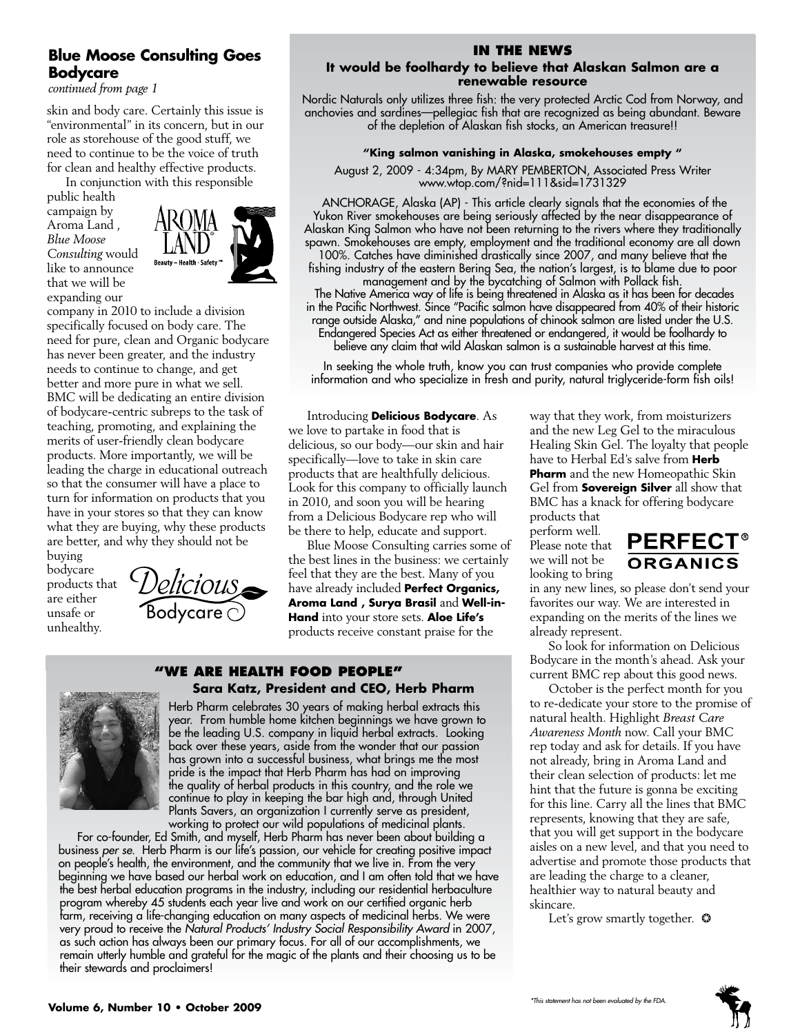## Blue Moose Consulting Goes Bodycare

*continued from page 1*

skin and body care. Certainly this issue is "environmental" in its concern, but in our role as storehouse of the good stuff, we need to continue to be the voice of truth for clean and healthy effective products.

In conjunction with this responsible public health campaign by Aroma Land , *Blue Moose Consulting* would like to announce that we will be expanding our company in 2010 to include a division specifically focused on body care. The need for pure, clean and Organic bodycare has never been greater, and the industry needs to continue to change, and get better and more pure in what we sell. BMC will be dedicating an entire division of bodycare-centric subreps to the task of teaching, promoting, and explaining the merits of user-friendly clean bodycare products. More importantly, we will be leading the charge in educational outreach so that the consumer will have a place to turn for information on products that you have in your stores so that they can know what they are buying, why these products are better, and why they should not be buying bodycare products that are either unsafe or unhealthy.

Introducing **Delicious Bodycare**. As we love to partake in food that is delicious, so our body—our skin and hair specifically—love to take in skin care products that are healthfully delicious. Look for this company to officially launch in 2010, and soon you will be hearing from a Delicious Bodycare rep who will be there to help, educate and support.

Blue Moose Consulting carries some of the best lines in the business: we certainly feel that they are the best. Many of you have already included **Perfect Organics, Aroma Land , Surya Brasil** and **Well-in-Hand** into your store sets. **Aloe Life's** products receive constant praise for the way that they work, from moisturizers and the new Leg Gel to the miraculous Healing Skin Gel. The loyalty that people have to Herbal Ed's salve from **Herb Pharm** and the new Homeopathic Skin Gel from **Sovereign Silver** all show that BMC has a knack for offering bodycare products that perform well. Please note that we will not be looking to bring in any new lines, so please don't send your favorites our way. We are interested in expanding on the merits of the lines we already represent.

So look for information on Delicious Bodycare in the month's ahead. Ask your current BMC rep about this good news.

October is the perfect month for you to re-dedicate your store to the promise of natural health. Highlight *Breast Care Awareness Month* now. Call your BMC rep today and ask for details. If you have not already, bring in Aroma Land and their clean selection of products: let me hint that the future is gonna be exciting for this line. Carry all the lines that BMC represents, knowing that they are safe, that you will get support in the bodycare aisles on a new level, and that you need to advertise and promote those products that are leading the charge to a cleaner, healthier way to natural beauty and skincare.

Let's grow smartly together. ✪

## IN THE NEWS

### It would be foolhardy to believe that Alaskan Salmon are a renewable resource

Nordic Naturals only utilizes three fish: the very protected Arctic Cod from Norway, and anchovies and sardines—pellegiac fish that are recognized as being abundant. Beware of the depletion of Alaskan fish stocks, an American treasure!!

**"King salmon vanishing in Alaska, smokehouses empty "**

August 2, 2009 - 4:34pm, By MARY PEMBERTON, Associated Press Writer
www.wtop.com/?nid=111&sid=1731329

ANCHORAGE, Alaska (AP) - This article clearly signals that the economies of the Yukon River smokehouses are being seriously affected by the near disappearance of Alaskan King Salmon who have not been returning to the rivers where they traditionally spawn. Smokehouses are empty, employment and the traditional economy are all down 100%. Catches have diminished drastically since 2007, and many believe that the fishing industry of the eastern Bering Sea, the nation's largest, is to blame due to poor management and by the bycatching of Salmon with Pollack fish.

The Native America way of life is being threatened in Alaska as it has been for decades in the Pacific Northwest. Since "Pacific salmon have disappeared from 40% of their historic range outside Alaska," and nine populations of chinook salmon are listed under the U.S. Endangered Species Act as either threatened or endangered, it would be foolhardy to believe any claim that wild Alaskan salmon is a sustainable harvest at this time.

In seeking the whole truth, know you can trust companies who provide complete information and who specialize in fresh and purity, natural triglyceride-form fish oils!

## "WE ARE HEALTH FOOD PEOPLE"

### Sara Katz, President and CEO, Herb Pharm

Herb Pharm celebrates 30 years of making herbal extracts this year. From humble home kitchen beginnings we have grown to be the leading U.S. company in liquid herbal extracts. Looking back over these years, aside from the wonder that our passion has grown into a successful business, what brings me the most pride is the impact that Herb Pharm has had on improving the quality of herbal products in this country, and the role we continue to play in keeping the bar high and, through United Plants Savers, an organization I currently serve as president, working to protect our wild populations of medicinal plants.

For co-founder, Ed Smith, and myself, Herb Pharm has never been about building a business *per se*. Herb Pharm is our life's passion, our vehicle for creating positive impact on people's health, the environment, and the community that we live in. From the very beginning we have based our herbal work on education, and I am often told that we have the best herbal education programs in the industry, including our residential herbaculture program whereby 45 students each year live and work on our certified organic herb farm, receiving a life-changing education on many aspects of medicinal herbs. We were very proud to receive the *Natural Products' Industry Social Responsibility Award* in 2007, as such action has always been our primary focus. For all of our accomplishments, we remain utterly humble and grateful for the magic of the plants and their choosing us to be their stewards and proclaimers!

*This statement has not been evaluated by the FDA.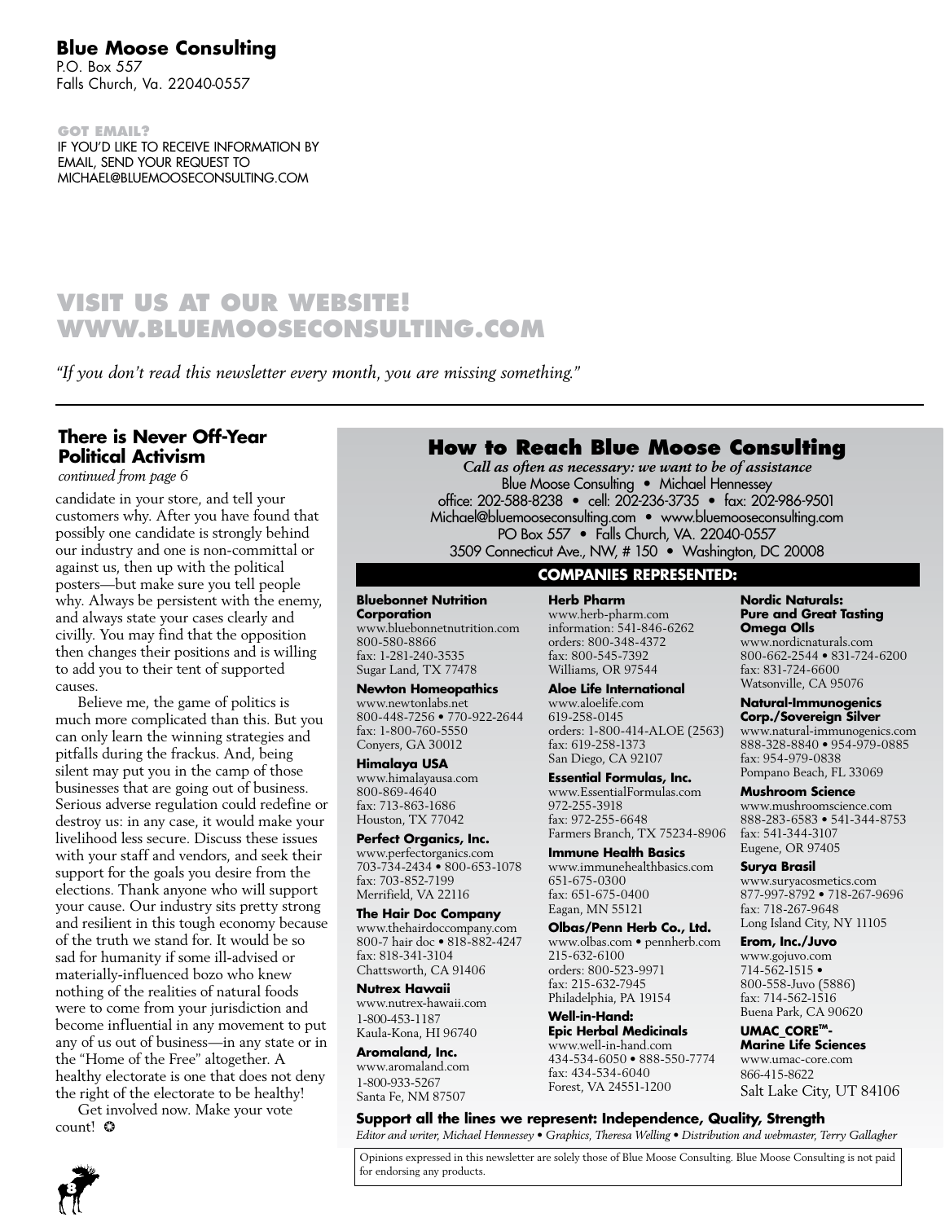**Blue Moose Consulting**
P.O. Box 557
Falls Church, Va. 22040-0557

**GOT EMAIL?**
IF YOU'D LIKE TO RECEIVE INFORMATION BY EMAIL, SEND YOUR REQUEST TO MICHAEL@BLUEMOOSECONSULTING.COM

## VISIT US AT OUR WEBSITE! WWW.BLUEMOOSECONSULTING.COM

*"If you don't read this newsletter every month, you are missing something."*

### There is Never Off-Year Political Activism

*continued from page 6*

candidate in your store, and tell your customers why. After you have found that possibly one candidate is strongly behind our industry and one is non-committal or against us, then up with the political posters—but make sure you tell people why. Always be persistent with the enemy, and always state your cases clearly and civilly. You may find that the opposition then changes their positions and is willing to add you to their tent of supported causes.

Believe me, the game of politics is much more complicated than this. But you can only learn the winning strategies and pitfalls during the frackus. And, being silent may put you in the camp of those businesses that are going out of business. Serious adverse regulation could redefine or destroy us: in any case, it would make your livelihood less secure. Discuss these issues with your staff and vendors, and seek their support for the goals you desire from the elections. Thank anyone who will support your cause. Our industry sits pretty strong and resilient in this tough economy because of the truth we stand for. It would be so sad for humanity if some ill-advised or materially-influenced bozo who knew nothing of the realities of natural foods were to come from your jurisdiction and become influential in any movement to put any of us out of business—in any state or in the "Home of the Free" altogether. A healthy electorate is one that does not deny the right of the electorate to be healthy!

Get involved now. Make your vote count! ✪

## How to Reach Blue Moose Consulting

***Call as often as necessary: we want to be of assistance***
Blue Moose Consulting • Michael Hennessey
office: 202-588-8238 • cell: 202-236-3735 • fax: 202-986-9501
Michael@bluemooseconsulting.com • www.bluemooseconsulting.com
PO Box 557 • Falls Church, VA. 22040-0557
3509 Connecticut Ave., NW, # 150 • Washington, DC 20008

### COMPANIES REPRESENTED:

**Bluebonnet Nutrition Corporation**
www.bluebonnetnutrition.com
800-580-8866
fax: 1-281-240-3535
Sugar Land, TX 77478

**Newton Homeopathics**
www.newtonlabs.net
800-448-7256 • 770-922-2644
fax: 1-800-760-5550
Conyers, GA 30012

**Himalaya USA**
www.himalayausa.com
800-869-4640
fax: 713-863-1686
Houston, TX 77042

**Perfect Organics, Inc.**
www.perfectorganics.com
703-734-2434 • 800-653-1078
fax: 703-852-7199
Merrifield, VA 22116

**The Hair Doc Company**
www.thehairdoccompany.com
800-7 hair doc • 818-882-4247
fax: 818-341-3104
Chattsworth, CA 91406

**Nutrex Hawaii**
www.nutrex-hawaii.com
1-800-453-1187
Kaula-Kona, HI 96740

**Aromaland, Inc.**
www.aromaland.com
1-800-933-5267
Santa Fe, NM 87507

**Herb Pharm**
www.herb-pharm.com
information: 541-846-6262
orders: 800-348-4372
fax: 800-545-7392
Williams, OR 97544

**Aloe Life International**
www.aloelife.com
619-258-0145
orders: 1-800-414-ALOE (2563)
fax: 619-258-1373
San Diego, CA 92107

**Essential Formulas, Inc.**
www.EssentialFormulas.com
972-255-3918
fax: 972-255-6648
Farmers Branch, TX 75234-8906

**Immune Health Basics**
www.immunehealthbasics.com
651-675-0300
fax: 651-675-0400
Eagan, MN 55121

**Olbas/Penn Herb Co., Ltd.**
www.olbas.com • pennherb.com
215-632-6100
orders: 800-523-9971
fax: 215-632-7945
Philadelphia, PA 19154

**Well-in-Hand: Epic Herbal Medicinals**
www.well-in-hand.com
434-534-6050 • 888-550-7774
fax: 434-534-6040
Forest, VA 24551-1200

**Nordic Naturals: Pure and Great Tasting Omega Oils**
www.nordicnaturals.com
800-662-2544 • 831-724-6200
fax: 831-724-6600
Watsonville, CA 95076

**Natural-Immunogenics Corp./Sovereign Silver**
www.natural-immunogenics.com
888-328-8840 • 954-979-0885
fax: 954-979-0838
Pompano Beach, FL 33069

**Mushroom Science**
www.mushroomscience.com
888-283-6583 • 541-344-8753
fax: 541-344-3107
Eugene, OR 97405

**Surya Brasil**
www.suryacosmetics.com
877-997-8792 • 718-267-9696
fax: 718-267-9648
Long Island City, NY 11105

**Erom, Inc./Juvo**
www.gojuvo.com
714-562-1515 •
800-558-Juvo (5886)
fax: 714-562-1516
Buena Park, CA 90620

**UMAC_CORE™- Marine Life Sciences**
www.umac-core.com
866-415-8622
Salt Lake City, UT 84106

**Support all the lines we represent: Independence, Quality, Strength**

*Editor and writer, Michael Hennessey • Graphics, Theresa Welling • Distribution and webmaster, Terry Gallagher*

Opinions expressed in this newsletter are solely those of Blue Moose Consulting. Blue Moose Consulting is not paid for endorsing any products.